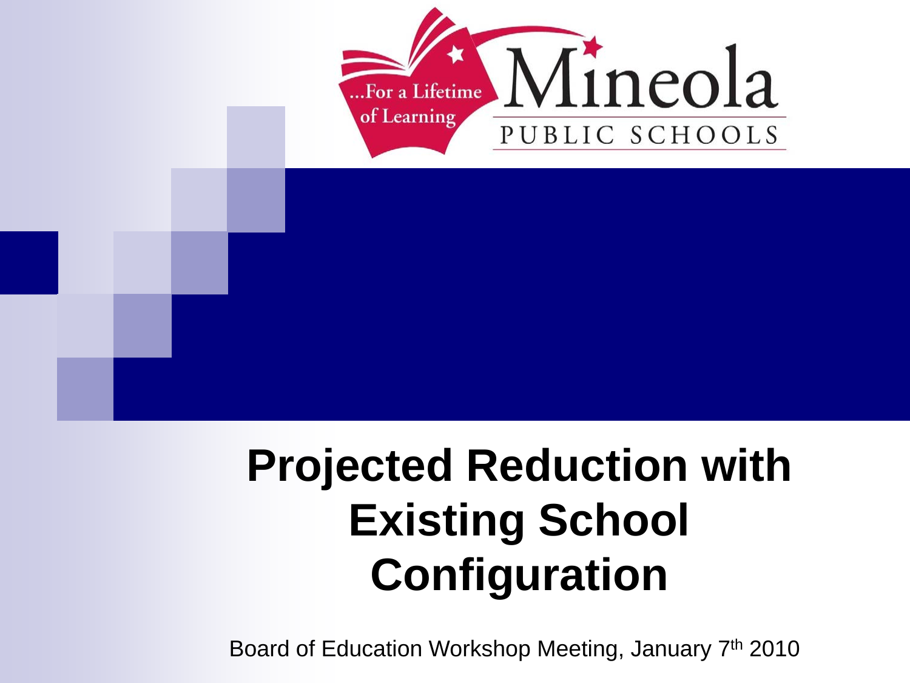…For a Lifetime of Learning

Mineola PUBLIC SCHOOLS

# Projected Reduction with Existing School Configuration

Board of Education Workshop Meeting, January 7th 2010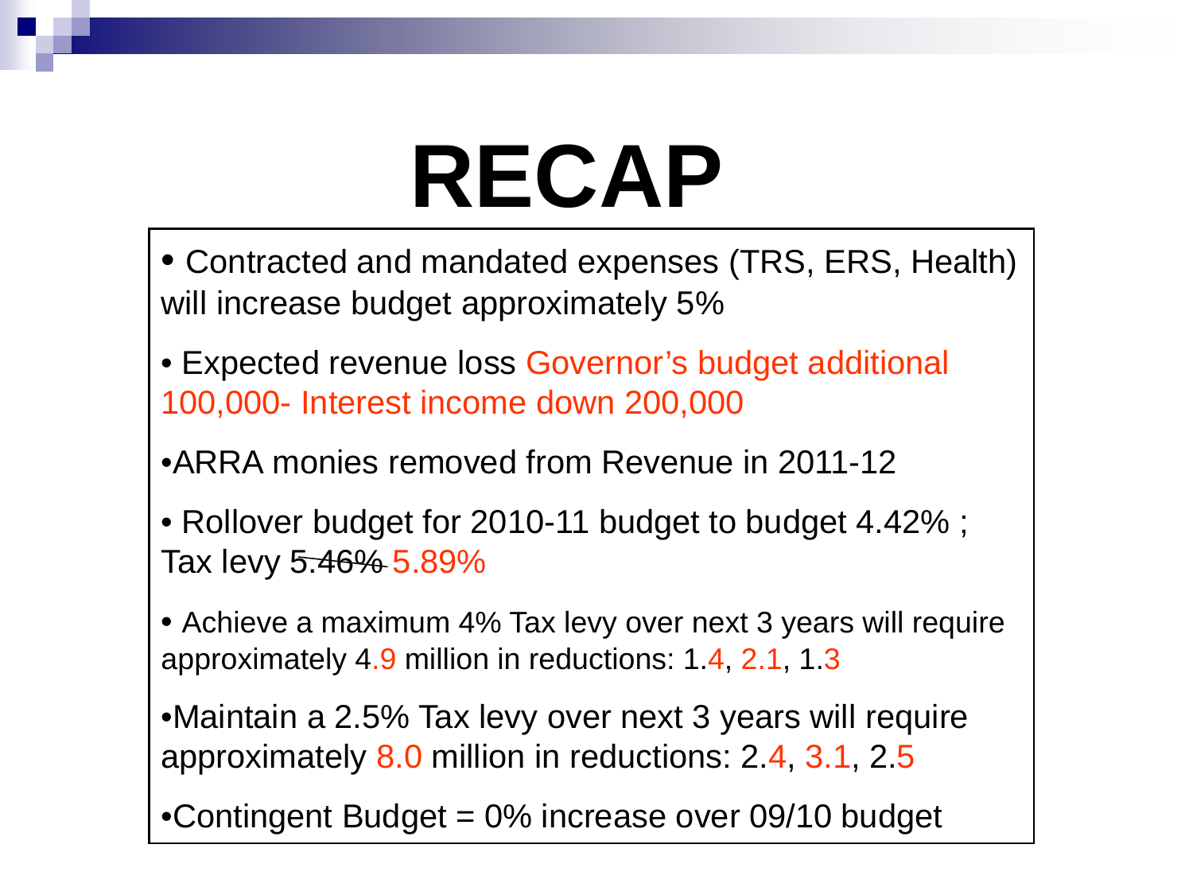# RECAP

- Contracted and mandated expenses (TRS, ERS, Health) will increase budget approximately 5%
- Expected revenue loss Governor's budget additional 100,000- Interest income down 200,000
- ARRA monies removed from Revenue in 2011-12
- Rollover budget for 2010-11 budget to budget 4.42% ; Tax levy ~~5.46%~~ 5.89%
- Achieve a maximum 4% Tax levy over next 3 years will require approximately 4.9 million in reductions: 1.4, 2.1, 1.3
- Maintain a 2.5% Tax levy over next 3 years will require approximately 8.0 million in reductions: 2.4, 3.1, 2.5
- Contingent Budget = 0% increase over 09/10 budget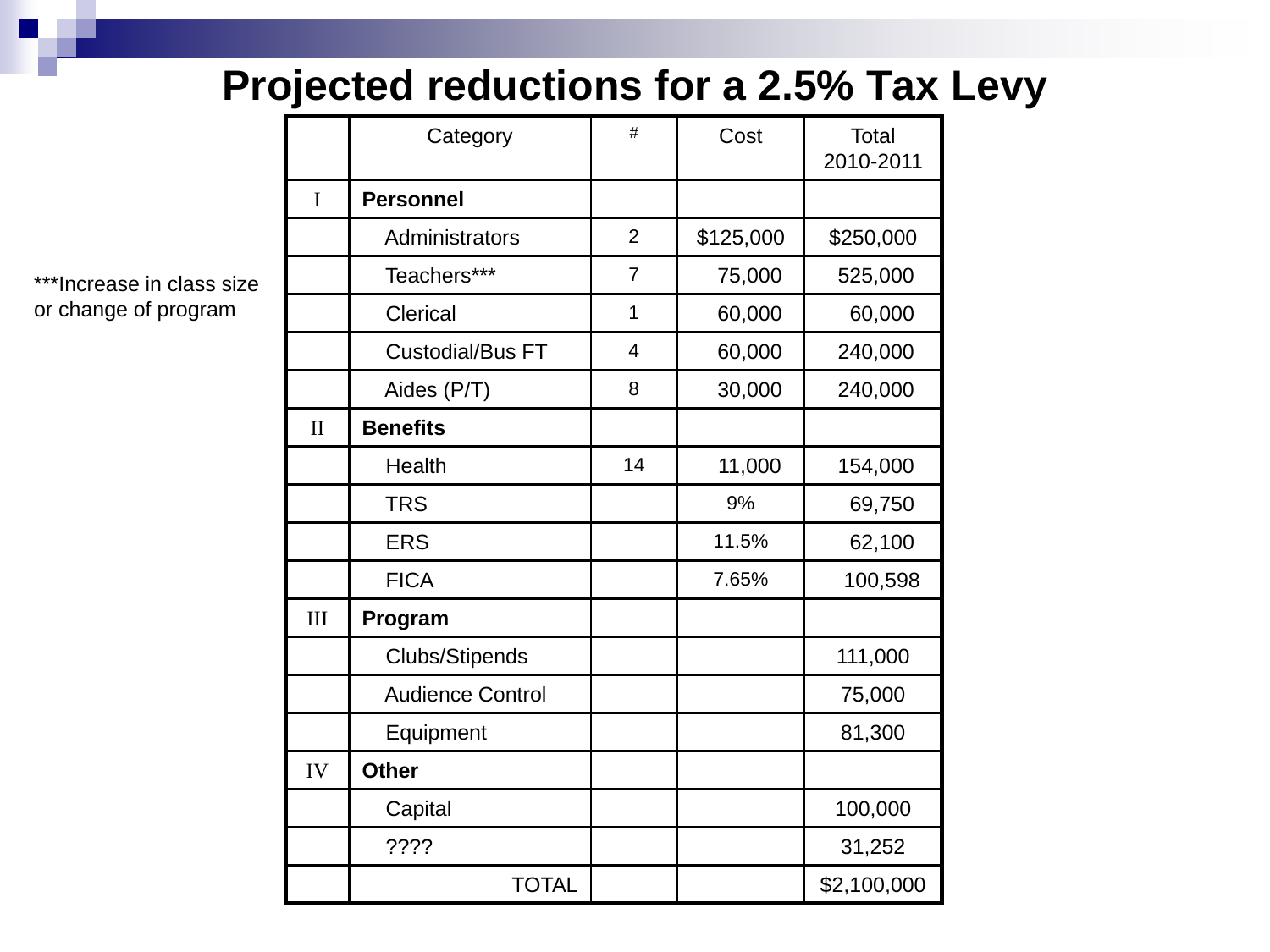# Projected reductions for a 2.5% Tax Levy

***Increase in class size or change of program

| | Category | # | Cost | Total 2010-2011 |
|---|---|---|---|---|
| I | **Personnel** | | | |
| | Administrators | 2 | $125,000 | $250,000 |
| | Teachers*** | 7 | 75,000 | 525,000 |
| | Clerical | 1 | 60,000 | 60,000 |
| | Custodial/Bus FT | 4 | 60,000 | 240,000 |
| | Aides (P/T) | 8 | 30,000 | 240,000 |
| II | **Benefits** | | | |
| | Health | 14 | 11,000 | 154,000 |
| | TRS | | 9% | 69,750 |
| | ERS | | 11.5% | 62,100 |
| | FICA | | 7.65% | 100,598 |
| III | **Program** | | | |
| | Clubs/Stipends | | | 111,000 |
| | Audience Control | | | 75,000 |
| | Equipment | | | 81,300 |
| IV | **Other** | | | |
| | Capital | | | 100,000 |
| | ???? | | | 31,252 |
| | TOTAL | | | $2,100,000 |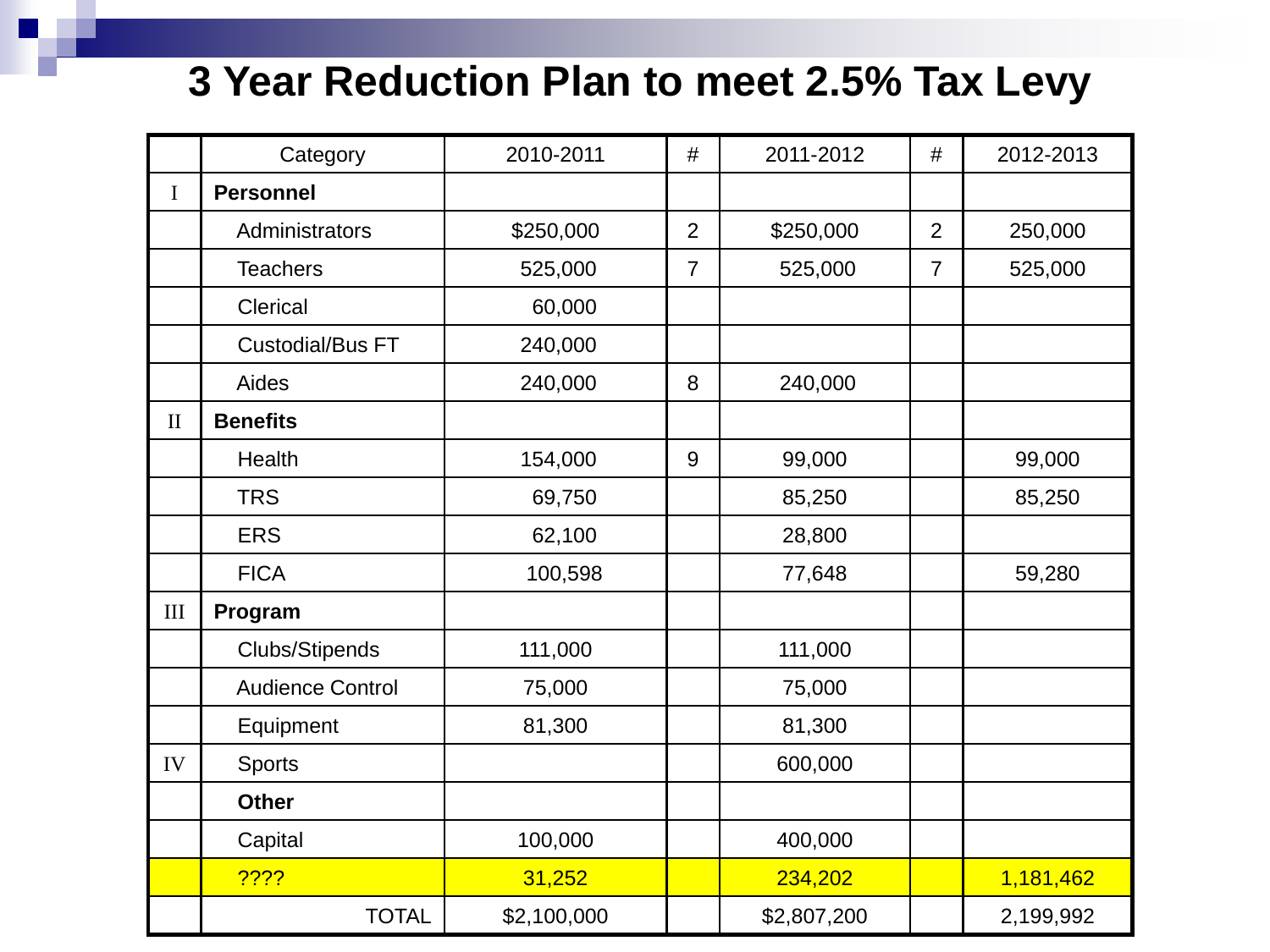# 3 Year Reduction Plan to meet 2.5% Tax Levy

| | Category | 2010-2011 | # | 2011-2012 | # | 2012-2013 |
|---|---|---|---|---|---|---|
| I | **Personnel** | | | | | |
| | Administrators | $250,000 | 2 | $250,000 | 2 | 250,000 |
| | Teachers | 525,000 | 7 | 525,000 | 7 | 525,000 |
| | Clerical | 60,000 | | | | |
| | Custodial/Bus FT | 240,000 | | | | |
| | Aides | 240,000 | 8 | 240,000 | | |
| II | **Benefits** | | | | | |
| | Health | 154,000 | 9 | 99,000 | | 99,000 |
| | TRS | 69,750 | | 85,250 | | 85,250 |
| | ERS | 62,100 | | 28,800 | | |
| | FICA | 100,598 | | 77,648 | | 59,280 |
| III | **Program** | | | | | |
| | Clubs/Stipends | 111,000 | | 111,000 | | |
| | Audience Control | 75,000 | | 75,000 | | |
| | Equipment | 81,300 | | 81,300 | | |
| IV | Sports | | | 600,000 | | |
| | **Other** | | | | | |
| | Capital | 100,000 | | 400,000 | | |
| | ???? | 31,252 | | 234,202 | | 1,181,462 |
| | TOTAL | $2,100,000 | | $2,807,200 | | 2,199,992 |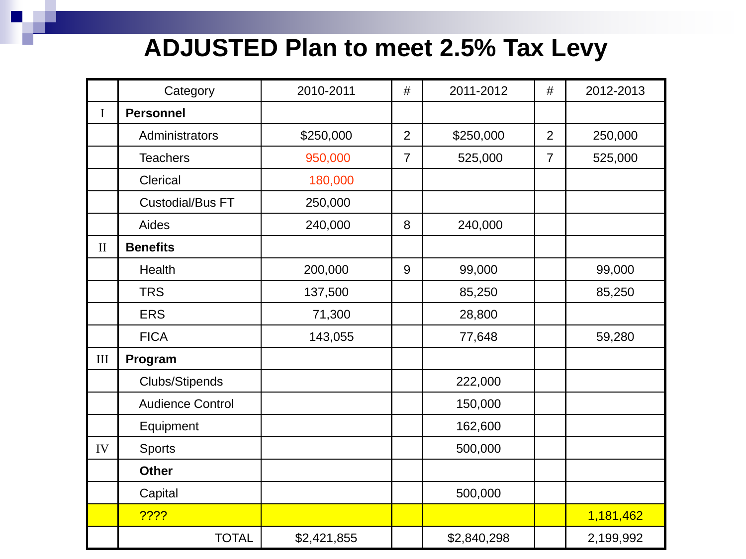# ADJUSTED Plan to meet 2.5% Tax Levy

| | Category | 2010-2011 | # | 2011-2012 | # | 2012-2013 |
|---|---|---|---|---|---|---|
| I | **Personnel** | | | | | |
| | Administrators | $250,000 | 2 | $250,000 | 2 | 250,000 |
| | Teachers | 950,000 | 7 | 525,000 | 7 | 525,000 |
| | Clerical | 180,000 | | | | |
| | Custodial/Bus FT | 250,000 | | | | |
| | Aides | 240,000 | 8 | 240,000 | | |
| II | **Benefits** | | | | | |
| | Health | 200,000 | 9 | 99,000 | | 99,000 |
| | TRS | 137,500 | | 85,250 | | 85,250 |
| | ERS | 71,300 | | 28,800 | | |
| | FICA | 143,055 | | 77,648 | | 59,280 |
| III | **Program** | | | | | |
| | Clubs/Stipends | | | 222,000 | | |
| | Audience Control | | | 150,000 | | |
| | Equipment | | | 162,600 | | |
| IV | Sports | | | 500,000 | | |
| | **Other** | | | | | |
| | Capital | | | 500,000 | | |
| | ???? | | | | | 1,181,462 |
| | TOTAL | $2,421,855 | | $2,840,298 | | 2,199,992 |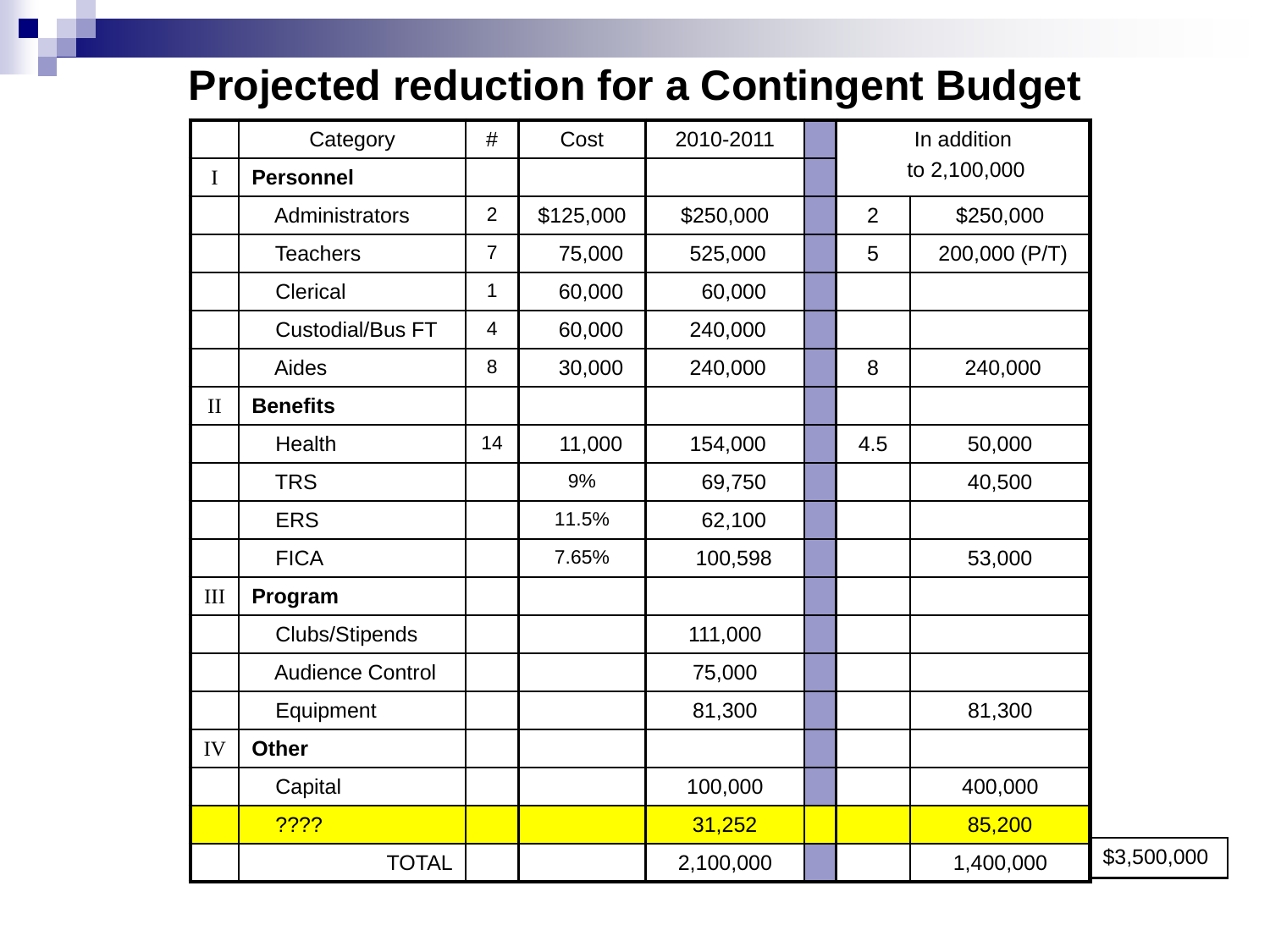# Projected reduction for a Contingent Budget

| | Category | # | Cost | 2010-2011 | | In addition to 2,100,000 | | |
|---|---|---|---|---|---|---|---|---|
| I | **Personnel** | | | | | | | |
| | Administrators | 2 | $125,000 | $250,000 | | 2 | $250,000 | |
| | Teachers | 7 | 75,000 | 525,000 | | 5 | 200,000 (P/T) | |
| | Clerical | 1 | 60,000 | 60,000 | | | | |
| | Custodial/Bus FT | 4 | 60,000 | 240,000 | | | | |
| | Aides | 8 | 30,000 | 240,000 | | 8 | 240,000 | |
| II | **Benefits** | | | | | | | |
| | Health | 14 | 11,000 | 154,000 | | 4.5 | 50,000 | |
| | TRS | | 9% | 69,750 | | | 40,500 | |
| | ERS | | 11.5% | 62,100 | | | | |
| | FICA | | 7.65% | 100,598 | | | 53,000 | |
| III | **Program** | | | | | | | |
| | Clubs/Stipends | | | 111,000 | | | | |
| | Audience Control | | | 75,000 | | | | |
| | Equipment | | | 81,300 | | | 81,300 | |
| IV | **Other** | | | | | | | |
| | Capital | | | 100,000 | | | 400,000 | |
| | ???? | | | 31,252 | | | 85,200 | |
| | TOTAL | | | 2,100,000 | | | 1,400,000 | $3,500,000 |